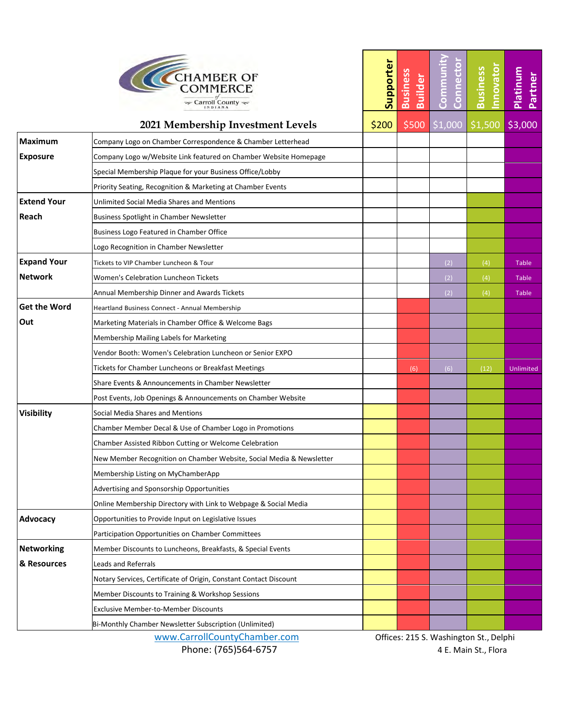# Chamber of Commerce of Carroll County Indiana

## 2021 Membership Investment Levels

| Category | Benefit | Supporter $200 | Business Builder $500 | Community Connector $1,000 | Business Innovator $1,500 | Platinum Partner $3,000 |
|---|---|---|---|---|---|---|
| **Maximum Exposure** | Company Logo on Chamber Correspondence & Chamber Letterhead | | | | | ✓ |
| | Company Logo w/Website Link featured on Chamber Website Homepage | | | | | ✓ |
| | Special Membership Plaque for your Business Office/Lobby | | | | | ✓ |
| | Priority Seating, Recognition & Marketing at Chamber Events | | | | | ✓ |
| **Extend Your Reach** | Unlimited Social Media Shares and Mentions | | | | ✓ | ✓ |
| | Business Spotlight in Chamber Newsletter | | | | ✓ | ✓ |
| | Business Logo Featured in Chamber Office | | | | ✓ | ✓ |
| | Logo Recognition in Chamber Newsletter | | | | ✓ | ✓ |
| **Expand Your Network** | Tickets to VIP Chamber Luncheon & Tour | | | (2) | (4) | Table |
| | Women's Celebration Luncheon Tickets | | | (2) | (4) | Table |
| | Annual Membership Dinner and Awards Tickets | | | (2) | (4) | Table |
| **Get the Word Out** | Heartland Business Connect - Annual Membership | | ✓ | ✓ | ✓ | ✓ |
| | Marketing Materials in Chamber Office & Welcome Bags | | ✓ | ✓ | ✓ | ✓ |
| | Membership Mailing Labels for Marketing | | ✓ | ✓ | ✓ | ✓ |
| | Vendor Booth: Women's Celebration Luncheon or Senior EXPO | | ✓ | ✓ | ✓ | ✓ |
| | Tickets for Chamber Luncheons or Breakfast Meetings | | (6) | (6) | (12) | Unlimited |
| | Share Events & Announcements in Chamber Newsletter | | ✓ | ✓ | ✓ | ✓ |
| | Post Events, Job Openings & Announcements on Chamber Website | | ✓ | ✓ | ✓ | ✓ |
| **Visibility** | Social Media Shares and Mentions | ✓ | ✓ | ✓ | ✓ | ✓ |
| | Chamber Member Decal & Use of Chamber Logo in Promotions | ✓ | ✓ | ✓ | ✓ | ✓ |
| | Chamber Assisted Ribbon Cutting or Welcome Celebration | ✓ | ✓ | ✓ | ✓ | ✓ |
| | New Member Recognition on Chamber Website, Social Media & Newsletter | ✓ | ✓ | ✓ | ✓ | ✓ |
| | Membership Listing on MyChamberApp | ✓ | ✓ | ✓ | ✓ | ✓ |
| | Advertising and Sponsorship Opportunities | ✓ | ✓ | ✓ | ✓ | ✓ |
| | Online Membership Directory with Link to Webpage & Social Media | ✓ | ✓ | ✓ | ✓ | ✓ |
| **Advocacy** | Opportunities to Provide Input on Legislative Issues | ✓ | ✓ | ✓ | ✓ | ✓ |
| | Participation Opportunities on Chamber Committees | ✓ | ✓ | ✓ | ✓ | ✓ |
| **Networking & Resources** | Member Discounts to Luncheons, Breakfasts, & Special Events | ✓ | ✓ | ✓ | ✓ | ✓ |
| | Leads and Referrals | ✓ | ✓ | ✓ | ✓ | ✓ |
| | Notary Services, Certificate of Origin, Constant Contact Discount | ✓ | ✓ | ✓ | ✓ | ✓ |
| | Member Discounts to Training & Workshop Sessions | ✓ | ✓ | ✓ | ✓ | ✓ |
| | Exclusive Member-to-Member Discounts | ✓ | ✓ | ✓ | ✓ | ✓ |
| | Bi-Monthly Chamber Newsletter Subscription (Unlimited) | ✓ | ✓ | ✓ | ✓ | ✓ |

www.CarrollCountyChamber.com
Phone: (765)564-6757

Offices: 215 S. Washington St., Delphi
4 E. Main St., Flora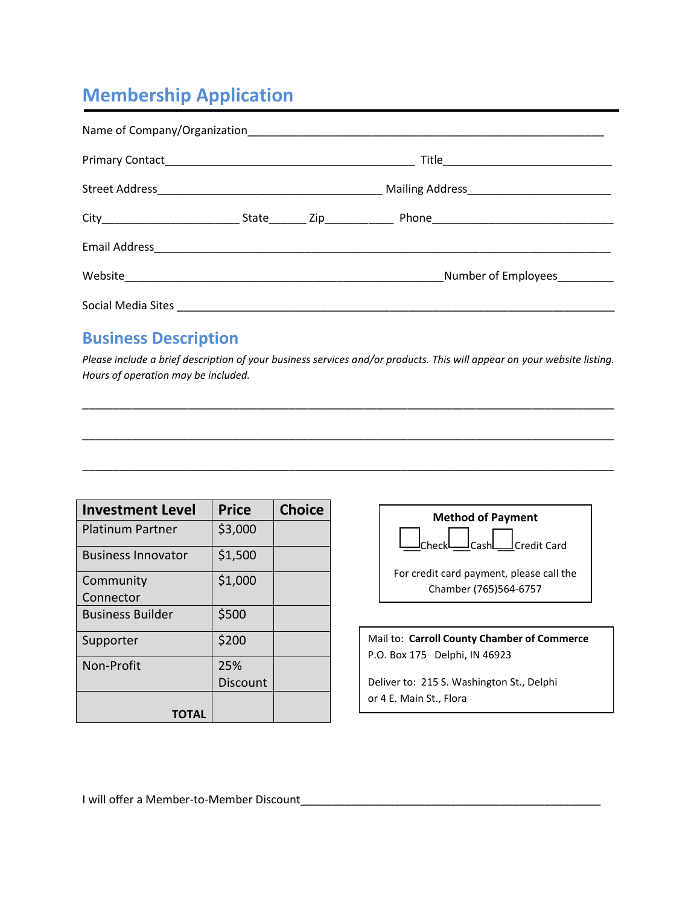# Membership Application

Name of Company/Organization_______________________________________________________________

Primary Contact________________________________________ Title__________________________

Street Address____________________________________ Mailing Address______________________

City_____________________ State______ Zip___________ Phone_____________________________

Email Address_____________________________________________________________________________

Website___________________________________________________Number of Employees_________

Social Media Sites __________________________________________________________________________

## Business Description

*Please include a brief description of your business services and/or products. This will appear on your website listing. Hours of operation may be included.*

___________________________________________________________________________________

___________________________________________________________________________________

___________________________________________________________________________________

| Investment Level | Price | Choice |
|---|---|---|
| Platinum Partner | $3,000 | |
| Business Innovator | $1,500 | |
| Community Connector | $1,000 | |
| Business Builder | $500 | |
| Supporter | $200 | |
| Non-Profit | 25% Discount | |
| **TOTAL** | | |

**Method of Payment**

___Check ___Cash ___Credit Card

For credit card payment, please call the Chamber (765)564-6757

Mail to: **Carroll County Chamber of Commerce**
P.O. Box 175 Delphi, IN 46923

Deliver to: 215 S. Washington St., Delphi
or 4 E. Main St., Flora

I will offer a Member-to-Member Discount__________________________________________________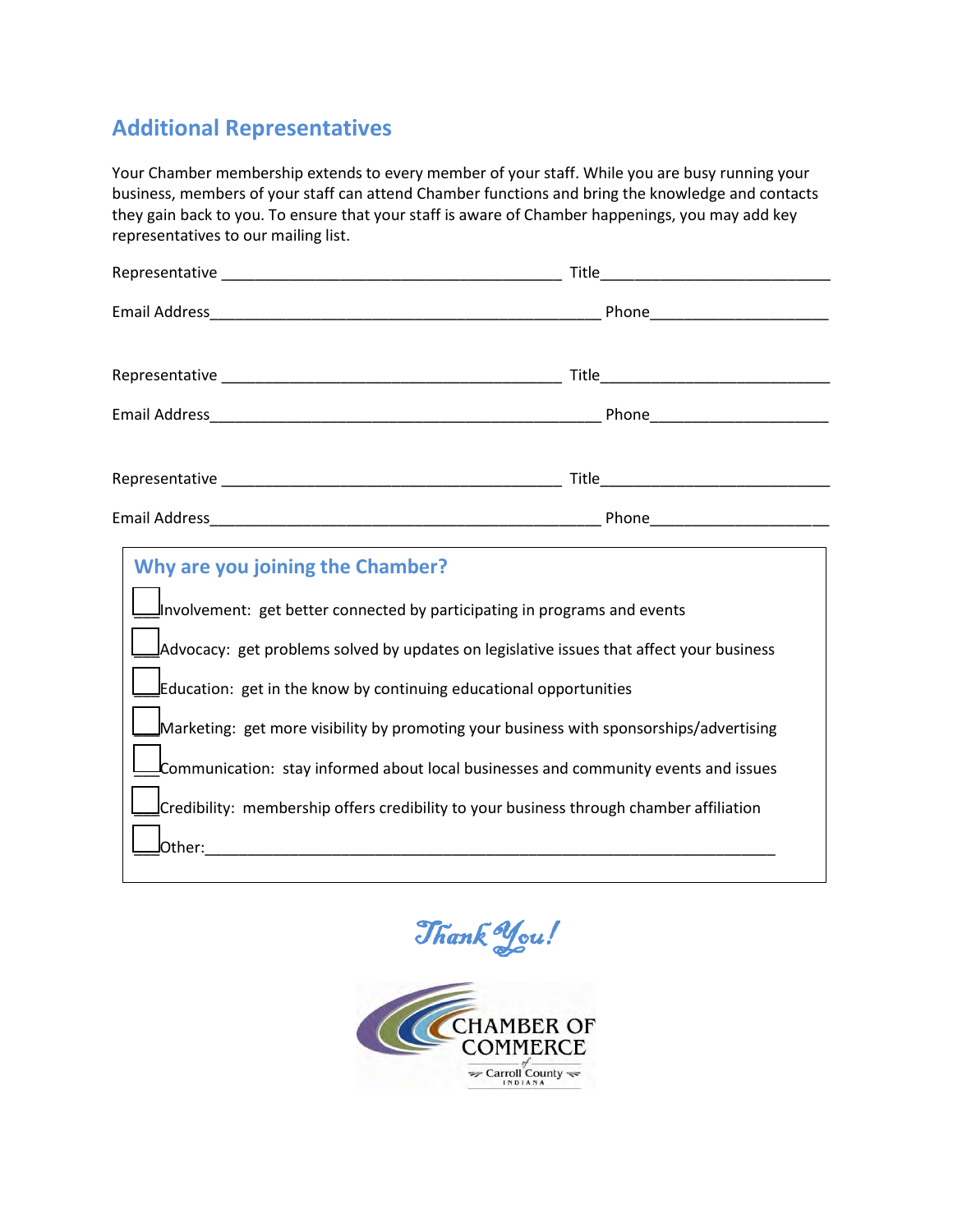## Additional Representatives

Your Chamber membership extends to every member of your staff. While you are busy running your business, members of your staff can attend Chamber functions and bring the knowledge and contacts they gain back to you. To ensure that your staff is aware of Chamber happenings, you may add key representatives to our mailing list.

Representative ________________________________________ Title__________________________

Email Address______________________________________________ Phone____________________

Representative ________________________________________ Title__________________________

Email Address______________________________________________ Phone____________________

Representative ________________________________________ Title__________________________

Email Address______________________________________________ Phone____________________

### Why are you joining the Chamber?

☐ Involvement: get better connected by participating in programs and events

☐ Advocacy: get problems solved by updates on legislative issues that affect your business

☐ Education: get in the know by continuing educational opportunities

☐ Marketing: get more visibility by promoting your business with sponsorships/advertising

☐ Communication: stay informed about local businesses and community events and issues

☐ Credibility: membership offers credibility to your business through chamber affiliation

☐ Other:____________________________________________________________________

*Thank You!*

CHAMBER OF COMMERCE of Carroll County INDIANA